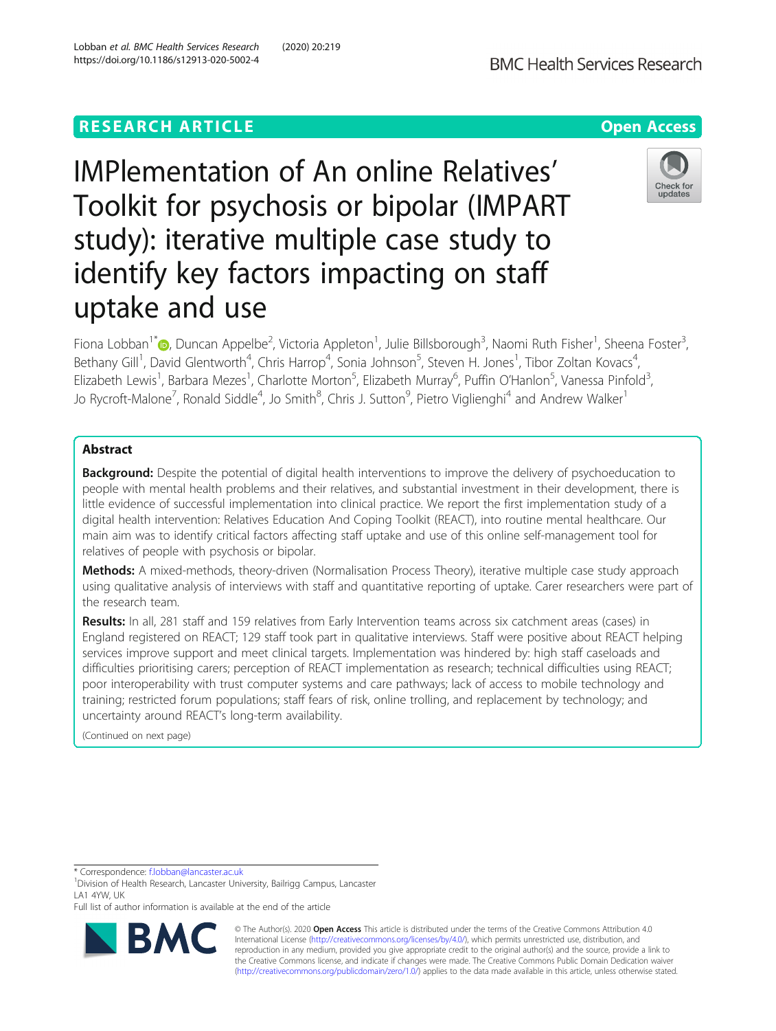RESEARCH ARTICLE

Open Access

# IMPlementation of An online Relatives' Toolkit for psychosis or bipolar (IMPART study): iterative multiple case study to identify key factors impacting on staff uptake and use

Fiona Lobban[1*], Duncan Appelbe[2], Victoria Appleton[1], Julie Billsborough[3], Naomi Ruth Fisher[1], Sheena Foster[3], Bethany Gill[1], David Glentworth[4], Chris Harrop[4], Sonia Johnson[5], Steven H. Jones[1], Tibor Zoltan Kovacs[4], Elizabeth Lewis[1], Barbara Mezes[1], Charlotte Morton[5], Elizabeth Murray[6], Puffin O'Hanlon[5], Vanessa Pinfold[3], Jo Rycroft-Malone[7], Ronald Siddle[4], Jo Smith[8], Chris J. Sutton[9], Pietro Viglienghi[4] and Andrew Walker[1]

## Abstract

**Background:** Despite the potential of digital health interventions to improve the delivery of psychoeducation to people with mental health problems and their relatives, and substantial investment in their development, there is little evidence of successful implementation into clinical practice. We report the first implementation study of a digital health intervention: Relatives Education And Coping Toolkit (REACT), into routine mental healthcare. Our main aim was to identify critical factors affecting staff uptake and use of this online self-management tool for relatives of people with psychosis or bipolar.

**Methods:** A mixed-methods, theory-driven (Normalisation Process Theory), iterative multiple case study approach using qualitative analysis of interviews with staff and quantitative reporting of uptake. Carer researchers were part of the research team.

**Results:** In all, 281 staff and 159 relatives from Early Intervention teams across six catchment areas (cases) in England registered on REACT; 129 staff took part in qualitative interviews. Staff were positive about REACT helping services improve support and meet clinical targets. Implementation was hindered by: high staff caseloads and difficulties prioritising carers; perception of REACT implementation as research; technical difficulties using REACT; poor interoperability with trust computer systems and care pathways; lack of access to mobile technology and training; restricted forum populations; staff fears of risk, online trolling, and replacement by technology; and uncertainty around REACT's long-term availability.

(Continued on next page)

* Correspondence: f.lobban@lancaster.ac.uk
[1]Division of Health Research, Lancaster University, Bailrigg Campus, Lancaster LA1 4YW, UK
Full list of author information is available at the end of the article

© The Author(s). 2020 **Open Access** This article is distributed under the terms of the Creative Commons Attribution 4.0 International License (http://creativecommons.org/licenses/by/4.0/), which permits unrestricted use, distribution, and reproduction in any medium, provided you give appropriate credit to the original author(s) and the source, provide a link to the Creative Commons license, and indicate if changes were made. The Creative Commons Public Domain Dedication waiver (http://creativecommons.org/publicdomain/zero/1.0/) applies to the data made available in this article, unless otherwise stated.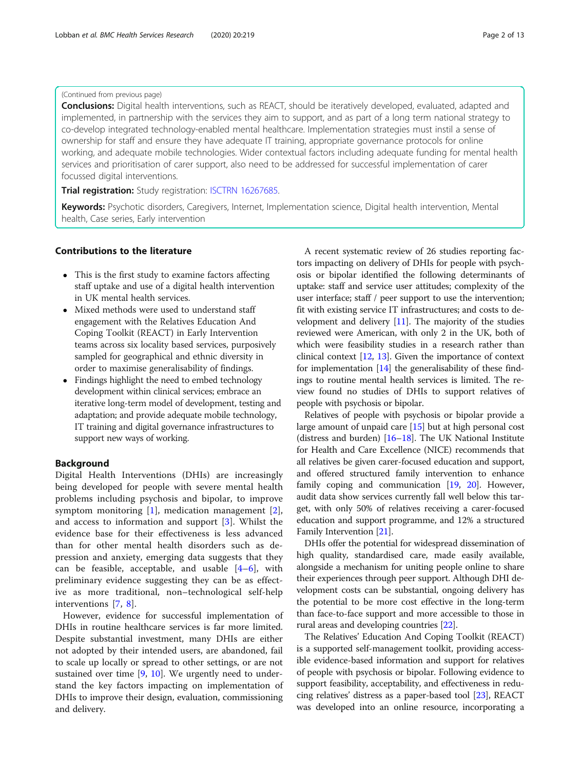(Continued from previous page)

**Conclusions:** Digital health interventions, such as REACT, should be iteratively developed, evaluated, adapted and implemented, in partnership with the services they aim to support, and as part of a long term national strategy to co-develop integrated technology-enabled mental healthcare. Implementation strategies must instil a sense of ownership for staff and ensure they have adequate IT training, appropriate governance protocols for online working, and adequate mobile technologies. Wider contextual factors including adequate funding for mental health services and prioritisation of carer support, also need to be addressed for successful implementation of carer focussed digital interventions.

**Trial registration:** Study registration: ISCTRN 16267685.

**Keywords:** Psychotic disorders, Caregivers, Internet, Implementation science, Digital health intervention, Mental health, Case series, Early intervention

## Contributions to the literature

- This is the first study to examine factors affecting staff uptake and use of a digital health intervention in UK mental health services.
- Mixed methods were used to understand staff engagement with the Relatives Education And Coping Toolkit (REACT) in Early Intervention teams across six locality based services, purposively sampled for geographical and ethnic diversity in order to maximise generalisability of findings.
- Findings highlight the need to embed technology development within clinical services; embrace an iterative long-term model of development, testing and adaptation; and provide adequate mobile technology, IT training and digital governance infrastructures to support new ways of working.

## Background

Digital Health Interventions (DHIs) are increasingly being developed for people with severe mental health problems including psychosis and bipolar, to improve symptom monitoring [1], medication management [2], and access to information and support [3]. Whilst the evidence base for their effectiveness is less advanced than for other mental health disorders such as depression and anxiety, emerging data suggests that they can be feasible, acceptable, and usable [4–6], with preliminary evidence suggesting they can be as effective as more traditional, non–technological self-help interventions [7, 8].

However, evidence for successful implementation of DHIs in routine healthcare services is far more limited. Despite substantial investment, many DHIs are either not adopted by their intended users, are abandoned, fail to scale up locally or spread to other settings, or are not sustained over time [9, 10]. We urgently need to understand the key factors impacting on implementation of DHIs to improve their design, evaluation, commissioning and delivery.

A recent systematic review of 26 studies reporting factors impacting on delivery of DHIs for people with psychosis or bipolar identified the following determinants of uptake: staff and service user attitudes; complexity of the user interface; staff / peer support to use the intervention; fit with existing service IT infrastructures; and costs to development and delivery [11]. The majority of the studies reviewed were American, with only 2 in the UK, both of which were feasibility studies in a research rather than clinical context [12, 13]. Given the importance of context for implementation [14] the generalisability of these findings to routine mental health services is limited. The review found no studies of DHIs to support relatives of people with psychosis or bipolar.

Relatives of people with psychosis or bipolar provide a large amount of unpaid care [15] but at high personal cost (distress and burden) [16–18]. The UK National Institute for Health and Care Excellence (NICE) recommends that all relatives be given carer-focused education and support, and offered structured family intervention to enhance family coping and communication [19, 20]. However, audit data show services currently fall well below this target, with only 50% of relatives receiving a carer-focused education and support programme, and 12% a structured Family Intervention [21].

DHIs offer the potential for widespread dissemination of high quality, standardised care, made easily available, alongside a mechanism for uniting people online to share their experiences through peer support. Although DHI development costs can be substantial, ongoing delivery has the potential to be more cost effective in the long-term than face-to-face support and more accessible to those in rural areas and developing countries [22].

The Relatives' Education And Coping Toolkit (REACT) is a supported self-management toolkit, providing accessible evidence-based information and support for relatives of people with psychosis or bipolar. Following evidence to support feasibility, acceptability, and effectiveness in reducing relatives' distress as a paper-based tool [23], REACT was developed into an online resource, incorporating a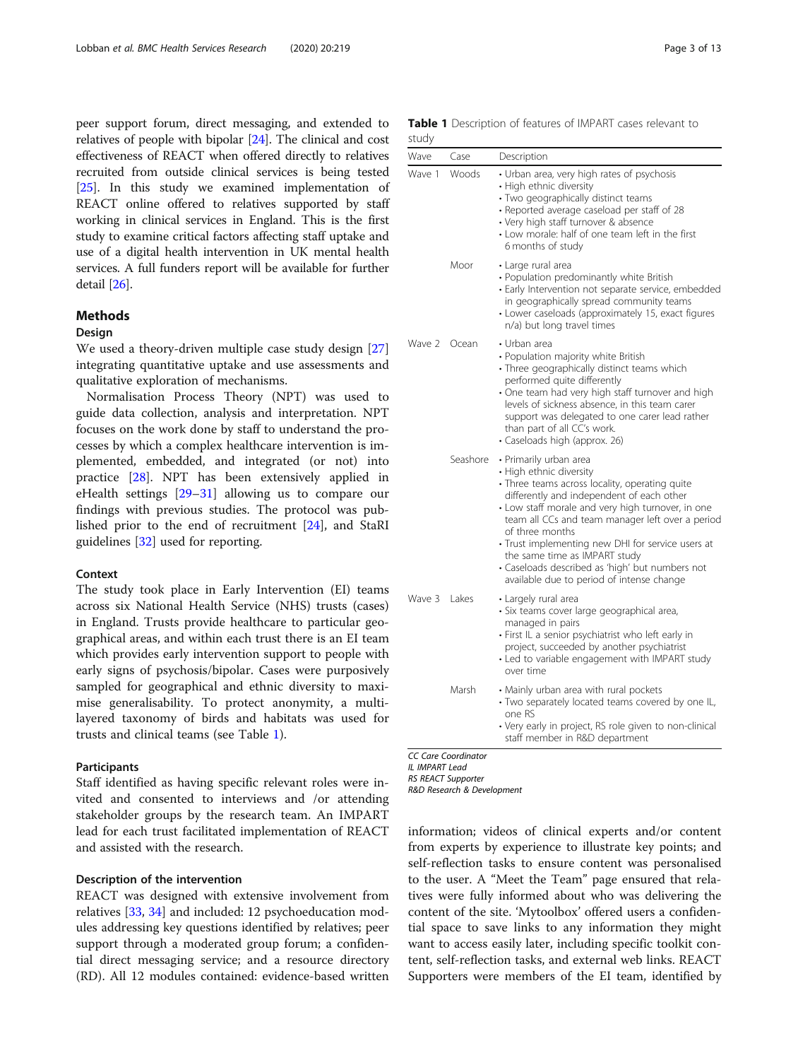peer support forum, direct messaging, and extended to relatives of people with bipolar [24]. The clinical and cost effectiveness of REACT when offered directly to relatives recruited from outside clinical services is being tested [25]. In this study we examined implementation of REACT online offered to relatives supported by staff working in clinical services in England. This is the first study to examine critical factors affecting staff uptake and use of a digital health intervention in UK mental health services. A full funders report will be available for further detail [26].

## Methods

### Design

We used a theory-driven multiple case study design [27] integrating quantitative uptake and use assessments and qualitative exploration of mechanisms.

Normalisation Process Theory (NPT) was used to guide data collection, analysis and interpretation. NPT focuses on the work done by staff to understand the processes by which a complex healthcare intervention is implemented, embedded, and integrated (or not) into practice [28]. NPT has been extensively applied in eHealth settings [29–31] allowing us to compare our findings with previous studies. The protocol was published prior to the end of recruitment [24], and StaRI guidelines [32] used for reporting.

### Context

The study took place in Early Intervention (EI) teams across six National Health Service (NHS) trusts (cases) in England. Trusts provide healthcare to particular geographical areas, and within each trust there is an EI team which provides early intervention support to people with early signs of psychosis/bipolar. Cases were purposively sampled for geographical and ethnic diversity to maximise generalisability. To protect anonymity, a multi-layered taxonomy of birds and habitats was used for trusts and clinical teams (see Table 1).

**Table 1** Description of features of IMPART cases relevant to study

| Wave | Case | Description |
|---|---|---|
| Wave 1 | Woods | • Urban area, very high rates of psychosis<br>• High ethnic diversity<br>• Two geographically distinct teams<br>• Reported average caseload per staff of 28<br>• Very high staff turnover & absence<br>• Low morale: half of one team left in the first 6 months of study |
| | Moor | • Large rural area<br>• Population predominantly white British<br>• Early Intervention not separate service, embedded in geographically spread community teams<br>• Lower caseloads (approximately 15, exact figures n/a) but long travel times |
| Wave 2 | Ocean | • Urban area<br>• Population majority white British<br>• Three geographically distinct teams which performed quite differently<br>• One team had very high staff turnover and high levels of sickness absence, in this team carer support was delegated to one carer lead rather than part of all CC's work.<br>• Caseloads high (approx. 26) |
| | Seashore | • Primarily urban area<br>• High ethnic diversity<br>• Three teams across locality, operating quite differently and independent of each other<br>• Low staff morale and very high turnover, in one team all CCs and team manager left over a period of three months<br>• Trust implementing new DHI for service users at the same time as IMPART study<br>• Caseloads described as 'high' but numbers not available due to period of intense change |
| Wave 3 | Lakes | • Largely rural area<br>• Six teams cover large geographical area, managed in pairs<br>• First IL a senior psychiatrist who left early in project, succeeded by another psychiatrist<br>• Led to variable engagement with IMPART study over time |
| | Marsh | • Mainly urban area with rural pockets<br>• Two separately located teams covered by one IL, one RS<br>• Very early in project, RS role given to non-clinical staff member in R&D department |

*CC Care Coordinator*
*IL IMPART Lead*
*RS REACT Supporter*
*R&D Research & Development*

### Participants

Staff identified as having specific relevant roles were invited and consented to interviews and /or attending stakeholder groups by the research team. An IMPART lead for each trust facilitated implementation of REACT and assisted with the research.

### Description of the intervention

REACT was designed with extensive involvement from relatives [33, 34] and included: 12 psychoeducation modules addressing key questions identified by relatives; peer support through a moderated group forum; a confidential direct messaging service; and a resource directory (RD). All 12 modules contained: evidence-based written information; videos of clinical experts and/or content from experts by experience to illustrate key points; and self-reflection tasks to ensure content was personalised to the user. A "Meet the Team" page ensured that relatives were fully informed about who was delivering the content of the site. 'Mytoolbox' offered users a confidential space to save links to any information they might want to access easily later, including specific toolkit content, self-reflection tasks, and external web links. REACT Supporters were members of the EI team, identified by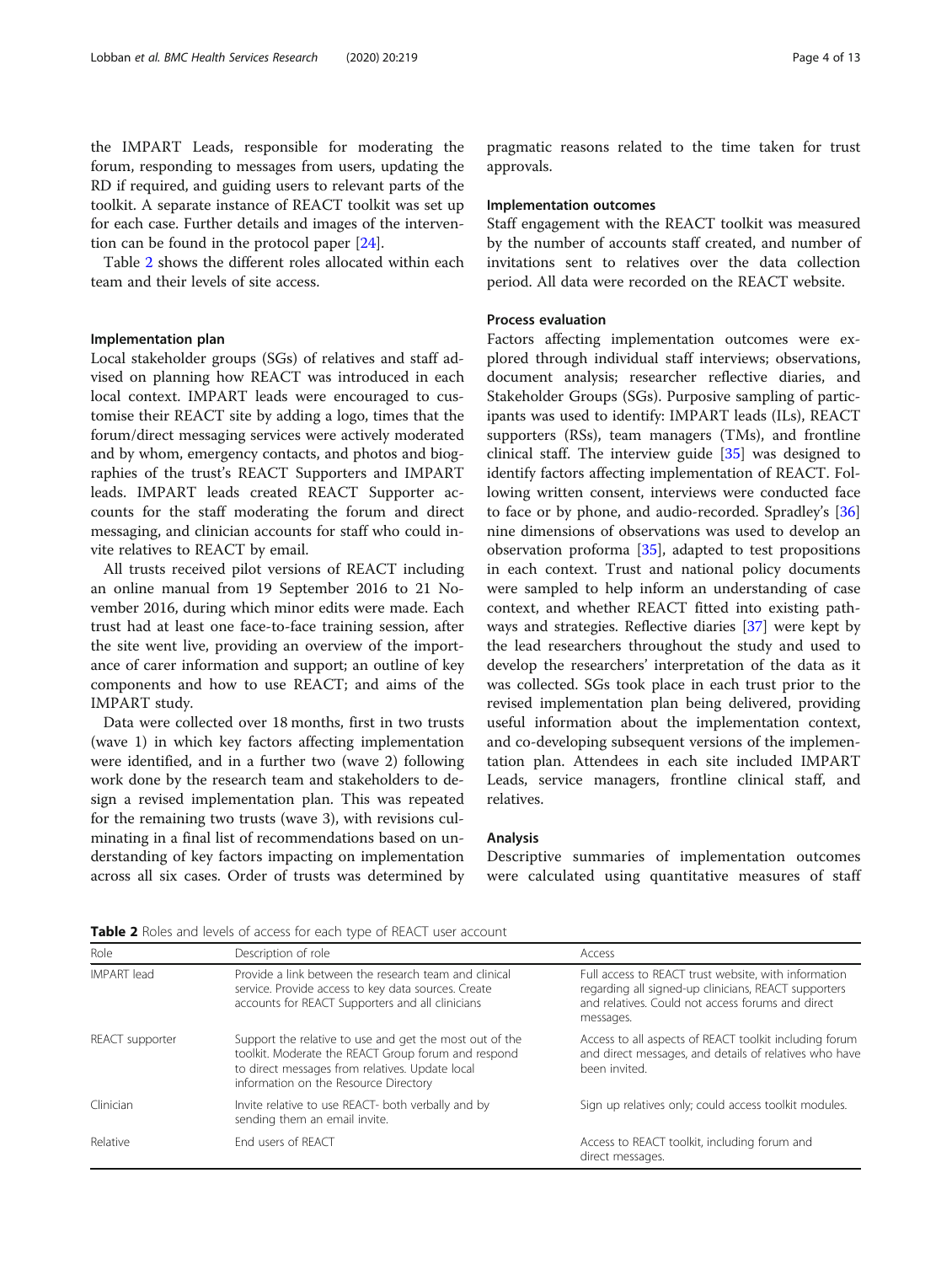the IMPART Leads, responsible for moderating the forum, responding to messages from users, updating the RD if required, and guiding users to relevant parts of the toolkit. A separate instance of REACT toolkit was set up for each case. Further details and images of the intervention can be found in the protocol paper [24].

Table 2 shows the different roles allocated within each team and their levels of site access.

### Implementation plan

Local stakeholder groups (SGs) of relatives and staff advised on planning how REACT was introduced in each local context. IMPART leads were encouraged to customise their REACT site by adding a logo, times that the forum/direct messaging services were actively moderated and by whom, emergency contacts, and photos and biographies of the trust's REACT Supporters and IMPART leads. IMPART leads created REACT Supporter accounts for the staff moderating the forum and direct messaging, and clinician accounts for staff who could invite relatives to REACT by email.

All trusts received pilot versions of REACT including an online manual from 19 September 2016 to 21 November 2016, during which minor edits were made. Each trust had at least one face-to-face training session, after the site went live, providing an overview of the importance of carer information and support; an outline of key components and how to use REACT; and aims of the IMPART study.

Data were collected over 18 months, first in two trusts (wave 1) in which key factors affecting implementation were identified, and in a further two (wave 2) following work done by the research team and stakeholders to design a revised implementation plan. This was repeated for the remaining two trusts (wave 3), with revisions culminating in a final list of recommendations based on understanding of key factors impacting on implementation across all six cases. Order of trusts was determined by pragmatic reasons related to the time taken for trust approvals.

### Implementation outcomes

Staff engagement with the REACT toolkit was measured by the number of accounts staff created, and number of invitations sent to relatives over the data collection period. All data were recorded on the REACT website.

### Process evaluation

Factors affecting implementation outcomes were explored through individual staff interviews; observations, document analysis; researcher reflective diaries, and Stakeholder Groups (SGs). Purposive sampling of participants was used to identify: IMPART leads (ILs), REACT supporters (RSs), team managers (TMs), and frontline clinical staff. The interview guide [35] was designed to identify factors affecting implementation of REACT. Following written consent, interviews were conducted face to face or by phone, and audio-recorded. Spradley's [36] nine dimensions of observations was used to develop an observation proforma [35], adapted to test propositions in each context. Trust and national policy documents were sampled to help inform an understanding of case context, and whether REACT fitted into existing pathways and strategies. Reflective diaries [37] were kept by the lead researchers throughout the study and used to develop the researchers' interpretation of the data as it was collected. SGs took place in each trust prior to the revised implementation plan being delivered, providing useful information about the implementation context, and co-developing subsequent versions of the implementation plan. Attendees in each site included IMPART Leads, service managers, frontline clinical staff, and relatives.

### Analysis

Descriptive summaries of implementation outcomes were calculated using quantitative measures of staff

**Table 2** Roles and levels of access for each type of REACT user account

| Role | Description of role | Access |
|---|---|---|
| IMPART lead | Provide a link between the research team and clinical service. Provide access to key data sources. Create accounts for REACT Supporters and all clinicians | Full access to REACT trust website, with information regarding all signed-up clinicians, REACT supporters and relatives. Could not access forums and direct messages. |
| REACT supporter | Support the relative to use and get the most out of the toolkit. Moderate the REACT Group forum and respond to direct messages from relatives. Update local information on the Resource Directory | Access to all aspects of REACT toolkit including forum and direct messages, and details of relatives who have been invited. |
| Clinician | Invite relative to use REACT- both verbally and by sending them an email invite. | Sign up relatives only; could access toolkit modules. |
| Relative | End users of REACT | Access to REACT toolkit, including forum and direct messages. |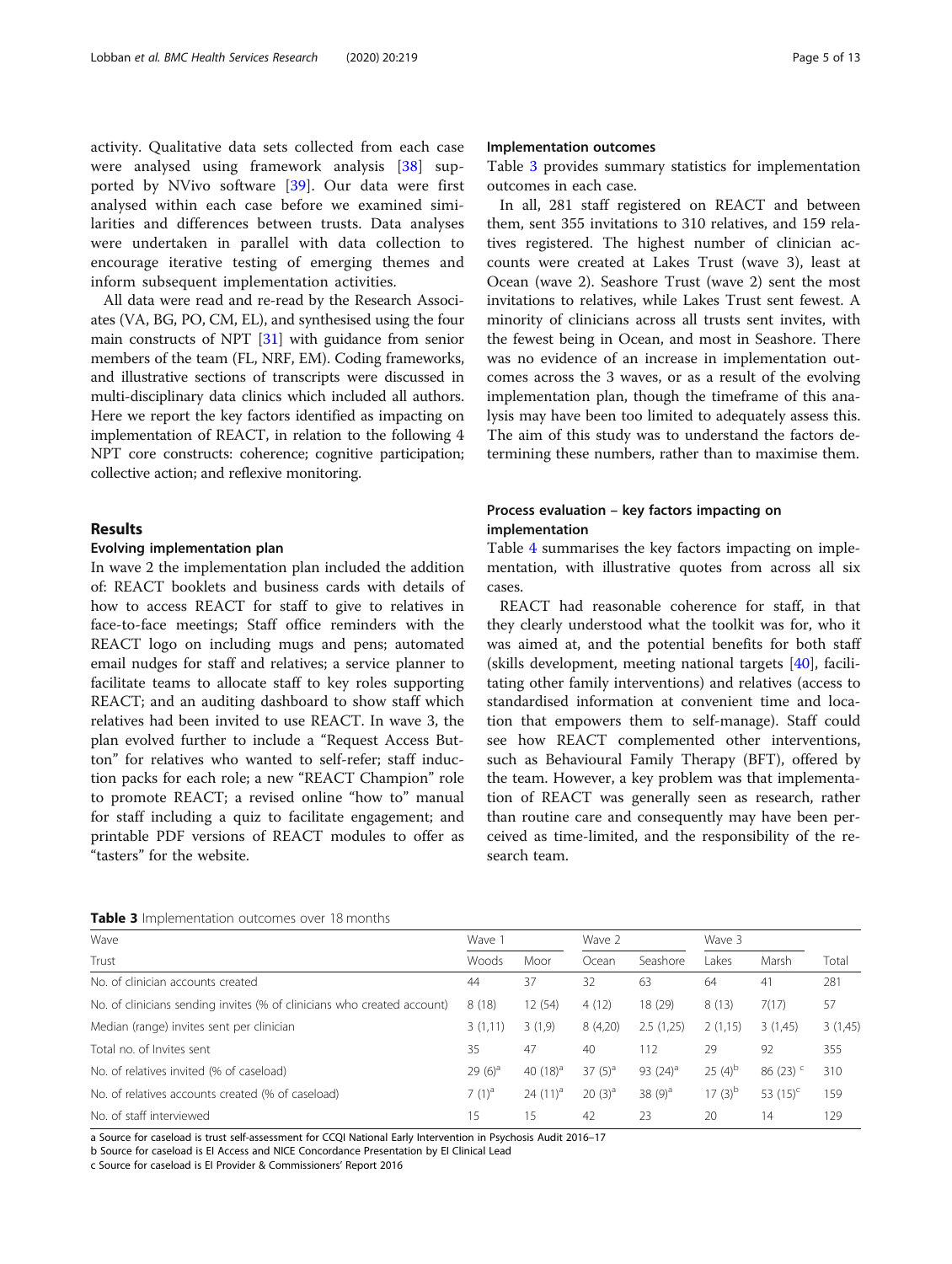activity. Qualitative data sets collected from each case were analysed using framework analysis [38] supported by NVivo software [39]. Our data were first analysed within each case before we examined similarities and differences between trusts. Data analyses were undertaken in parallel with data collection to encourage iterative testing of emerging themes and inform subsequent implementation activities.

All data were read and re-read by the Research Associates (VA, BG, PO, CM, EL), and synthesised using the four main constructs of NPT [31] with guidance from senior members of the team (FL, NRF, EM). Coding frameworks, and illustrative sections of transcripts were discussed in multi-disciplinary data clinics which included all authors. Here we report the key factors identified as impacting on implementation of REACT, in relation to the following 4 NPT core constructs: coherence; cognitive participation; collective action; and reflexive monitoring.

## Results

### Evolving implementation plan

In wave 2 the implementation plan included the addition of: REACT booklets and business cards with details of how to access REACT for staff to give to relatives in face-to-face meetings; Staff office reminders with the REACT logo on including mugs and pens; automated email nudges for staff and relatives; a service planner to facilitate teams to allocate staff to key roles supporting REACT; and an auditing dashboard to show staff which relatives had been invited to use REACT. In wave 3, the plan evolved further to include a "Request Access Button" for relatives who wanted to self-refer; staff induction packs for each role; a new "REACT Champion" role to promote REACT; a revised online "how to" manual for staff including a quiz to facilitate engagement; and printable PDF versions of REACT modules to offer as "tasters" for the website.

### Implementation outcomes

Table 3 provides summary statistics for implementation outcomes in each case.

In all, 281 staff registered on REACT and between them, sent 355 invitations to 310 relatives, and 159 relatives registered. The highest number of clinician accounts were created at Lakes Trust (wave 3), least at Ocean (wave 2). Seashore Trust (wave 2) sent the most invitations to relatives, while Lakes Trust sent fewest. A minority of clinicians across all trusts sent invites, with the fewest being in Ocean, and most in Seashore. There was no evidence of an increase in implementation outcomes across the 3 waves, or as a result of the evolving implementation plan, though the timeframe of this analysis may have been too limited to adequately assess this. The aim of this study was to understand the factors determining these numbers, rather than to maximise them.

### Process evaluation – key factors impacting on implementation

Table 4 summarises the key factors impacting on implementation, with illustrative quotes from across all six cases.

REACT had reasonable coherence for staff, in that they clearly understood what the toolkit was for, who it was aimed at, and the potential benefits for both staff (skills development, meeting national targets [40], facilitating other family interventions) and relatives (access to standardised information at convenient time and location that empowers them to self-manage). Staff could see how REACT complemented other interventions, such as Behavioural Family Therapy (BFT), offered by the team. However, a key problem was that implementation of REACT was generally seen as research, rather than routine care and consequently may have been perceived as time-limited, and the responsibility of the research team.

**Table 3** Implementation outcomes over 18 months

| Wave | Wave 1 | | Wave 2 | | Wave 3 | | |
|---|---|---|---|---|---|---|---|
| Trust | Woods | Moor | Ocean | Seashore | Lakes | Marsh | Total |
| No. of clinician accounts created | 44 | 37 | 32 | 63 | 64 | 41 | 281 |
| No. of clinicians sending invites (% of clinicians who created account) | 8 (18) | 12 (54) | 4 (12) | 18 (29) | 8 (13) | 7(17) | 57 |
| Median (range) invites sent per clinician | 3 (1,11) | 3 (1,9) | 8 (4,20) | 2.5 (1,25) | 2 (1,15) | 3 (1,45) | 3 (1,45) |
| Total no. of Invites sent | 35 | 47 | 40 | 112 | 29 | 92 | 355 |
| No. of relatives invited (% of caseload) | 29 (6)[a] | 40 (18)[a] | 37 (5)[a] | 93 (24)[a] | 25 (4)[b] | 86 (23) [c] | 310 |
| No. of relatives accounts created (% of caseload) | 7 (1)[a] | 24 (11)[a] | 20 (3)[a] | 38 (9)[a] | 17 (3)[b] | 53 (15)[c] | 159 |
| No. of staff interviewed | 15 | 15 | 42 | 23 | 20 | 14 | 129 |

a Source for caseload is trust self-assessment for CCQI National Early Intervention in Psychosis Audit 2016–17

b Source for caseload is EI Access and NICE Concordance Presentation by EI Clinical Lead

c Source for caseload is EI Provider & Commissioners' Report 2016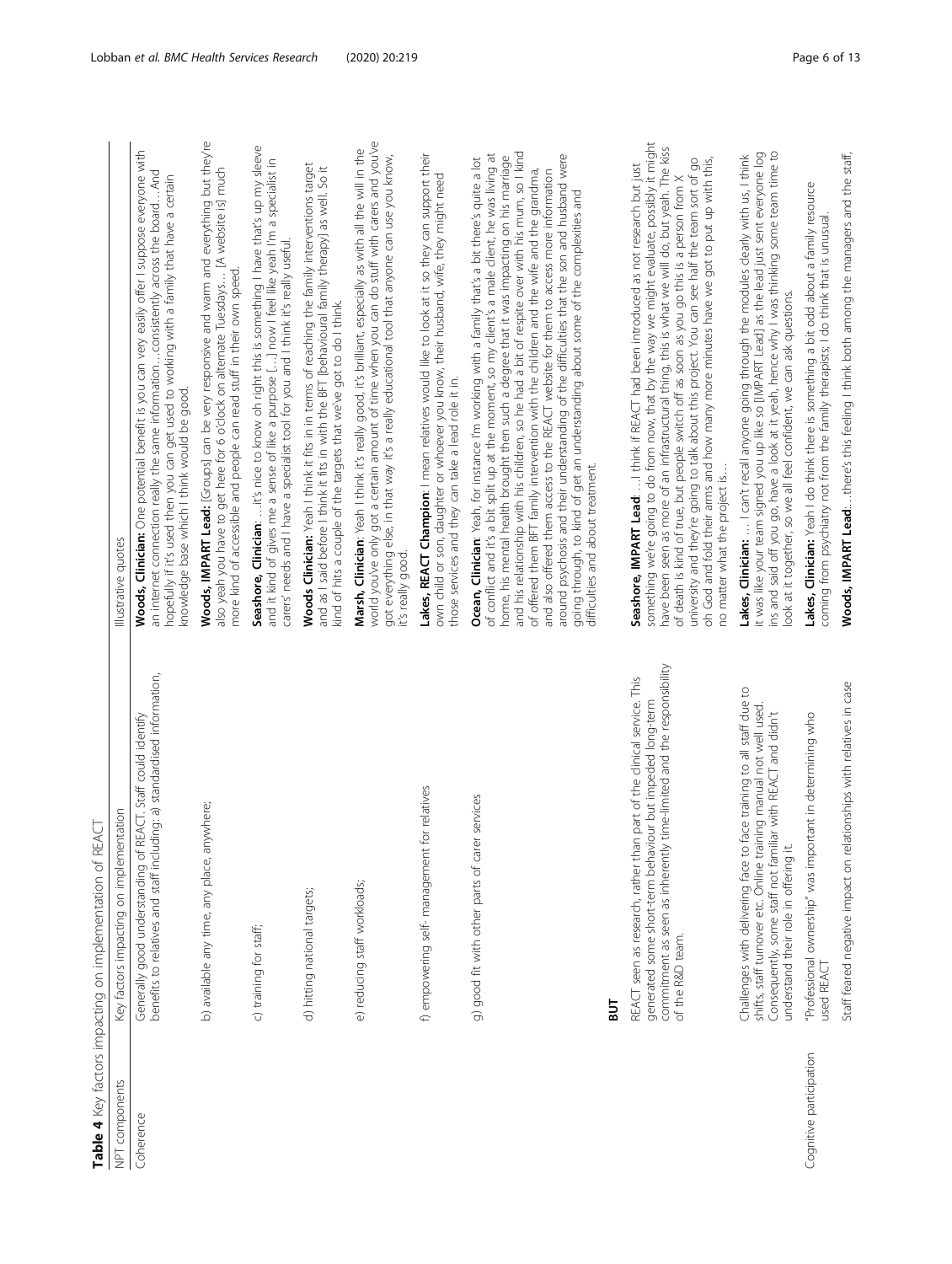**Table 4** Key factors impacting on implementation of REACT

| NPT components | Key factors impacting on implementation | Illustrative quotes |
| --- | --- | --- |
| Coherence | Generally good understanding of REACT. Staff could identify benefits to relatives and staff including: a) standardised information, | **Woods, Clinician:** One potential benefit is you can very easily offer I suppose everyone with an internet connection really the same information…consistently across the board…And hopefully if it's used then you can get used to working with a family that have a certain knowledge base which I think would be good. |
| | b) available any time, any place, anywhere; | **Woods, IMPART Lead:** [Groups] can be very responsive and warm and everything but they're also yeah you have to get here for 6 o'clock on alternate Tuesdays… [A website is] much more kind of accessible and people can read stuff in their own speed. |
| | c) training for staff; | **Seashore, Clinician:** …it's nice to know oh right this is something I have that's up my sleeve and it kind of gives me a sense of like a purpose […] now I feel like yeah I'm a specialist in carers' needs and I have a specialist tool for you and I think it's really useful. |
| | d) hitting national targets; | **Woods Clinician:** Yeah I think it fits in in terms of reaching the family interventions target and as I said before I think it fits in with the BFT [behavioural family therapy] as well. So it kind of hits a couple of the targets that we've got to do I think. |
| | e) reducing staff workloads; | **Marsh, Clinician:** Yeah I think it's really good, it's brilliant, especially as with all the will in the world you've only got a certain amount of time when you can do stuff with carers and you've got everything else, in that way it's a really educational tool that anyone can use you know, it's really good. |
| | f) empowering self- management for relatives | **Lakes, REACT Champion:** I mean relatives would like to look at it so they can support their own child or son, daughter or whoever you know, their husband, wife, they might need those services and they can take a lead role it in. |
| | g) good fit with other parts of carer services | **Ocean, Clinician:** Yeah, for instance I'm working with a family that's a bit there's quite a lot of conflict and it's a bit split up at the moment, so my client's a male client, he was living at home, his mental health brought then such a degree that it was impacting on his marriage and his relationship with his children, so he had a bit of respite over with his mum, so I kind of offered them BFT family intervention with the children and the wife and the grandma, and also offered them access to the REACT website for them to access more information around psychosis and their understanding of the difficulties that the son and husband were going through, to kind of get an understanding about some of the complexities and difficulties and about treatment. |
| | **BUT** | |
| | REACT seen as research, rather than part of the clinical service. This generated some short-term behaviour but impeded long-term commitment as seen as inherently time-limited and the responsibility of the R&D team. | **Seashore, IMPART Lead:** …I think if REACT had been introduced as not research but just something we're going to do from now, that by the way we might evaluate, possibly it might have been seen as more of an infrastructural thing, this is what we will do, but yeah. The kiss of death is kind of true, but people switch off as soon as you go this is a person from X university and they're going to talk about this project. You can see half the team sort of go oh God and fold their arms and how many more minutes have we got to put up with this, no matter what the project is… |
| | Challenges with delivering face to face training to all staff due to shifts, staff turnover etc. Online training manual not well used. Consequently, some staff not familiar with REACT and didn't understand their role in offering it. | **Lakes, Clinician:** … I can't recall anyone going through the modules clearly with us, I think it was like your team signed you up like so [IMPART Lead] as the lead just sent everyone log ins and said off you go, have a look at it yeah, hence why I was thinking some team time to look at it together, so we all feel confident, we can ask questions. |
| Cognitive participation | "Professional ownership" was important in determining who used REACT | **Lakes, Clinician:** Yeah I do think there is something a bit odd about a family resource coming from psychiatry not from the family therapists; I do think that is unusual. |
| | Staff feared negative impact on relationships with relatives in case | **Woods, IMPART Lead**…there's this feeling I think both among the managers and the staff, |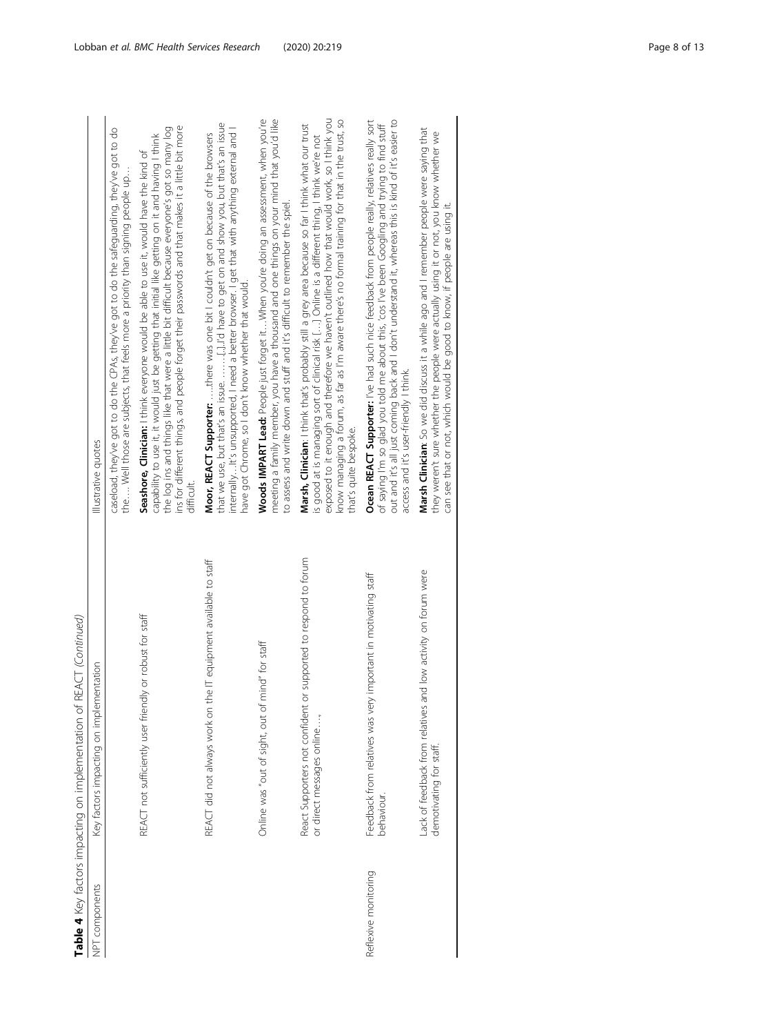**Table 4** Key factors impacting on implementation of REACT *(Continued)*

| NPT components | Key factors impacting on implementation | Illustrative quotes |
| --- | --- | --- |
| | | caseload, they've got to do the CPAs, they've got to do the safeguarding, they've got to do the…. Well those are subjects, that feels more a priority than signing people up… |
| | REACT not sufficiently user friendly or robust for staff | **Seashore, Clinician:** I think everyone would be able to use it, would have the kind of capability to use it, it would just be getting that initial like getting on it and having I think the log ins and things like that were a little bit difficult because everyone's got so many log ins for different things, and people forget their passwords and that makes it a little bit more difficult. |
| | REACT did not always work on the IT equipment available to staff | **Moor, REACT Supporter:** ….there was one bit I couldn't get on because of the browsers that we use, but that's an issue……[..]I'd have to get on and show you, but that's an issue internally…it's unsupported, I need a better browser. I get that with anything external and I have got Chrome, so I don't know whether that would. |
| | Online was "out of sight, out of mind" for staff | **Woods IMPART Lead:** People just forget it…When you're doing an assessment, when you're meeting a family member, you have a thousand and one things on your mind that you'd like to assess and write down and stuff and it's difficult to remember the spiel. |
| | React Supporters not confident or supported to respond to forum or direct messages online…, | **Marsh, Clinician**: I think that's probably still a grey area because so far I think what our trust is good at is managing sort of clinical risk […] Online is a different thing, I think we're not exposed to it enough and therefore we haven't outlined how that would work, so I think you know managing a forum, as far as I'm aware there's no formal training for that in the trust, so that's quite bespoke. |
| Reflexive monitoring | Feedback from relatives was very important in motivating staff behaviour. | **Ocean REACT Supporter:** I've had such nice feedback from people really, relatives really sort of saying I'm so glad you told me about this, 'cos I've been Googling and trying to find stuff out and it's all just coming back and I don't understand it, whereas this is kind of it's easier to access and it's user-friendly I think. |
| | Lack of feedback from relatives and low activity on forum were demotivating for staff. | **Marsh Clinician**: So we did discuss it a while ago and I remember people were saying that they weren't sure whether the people were actually using it or not, you know whether we can see that or not, which would be good to know, if people are using it. |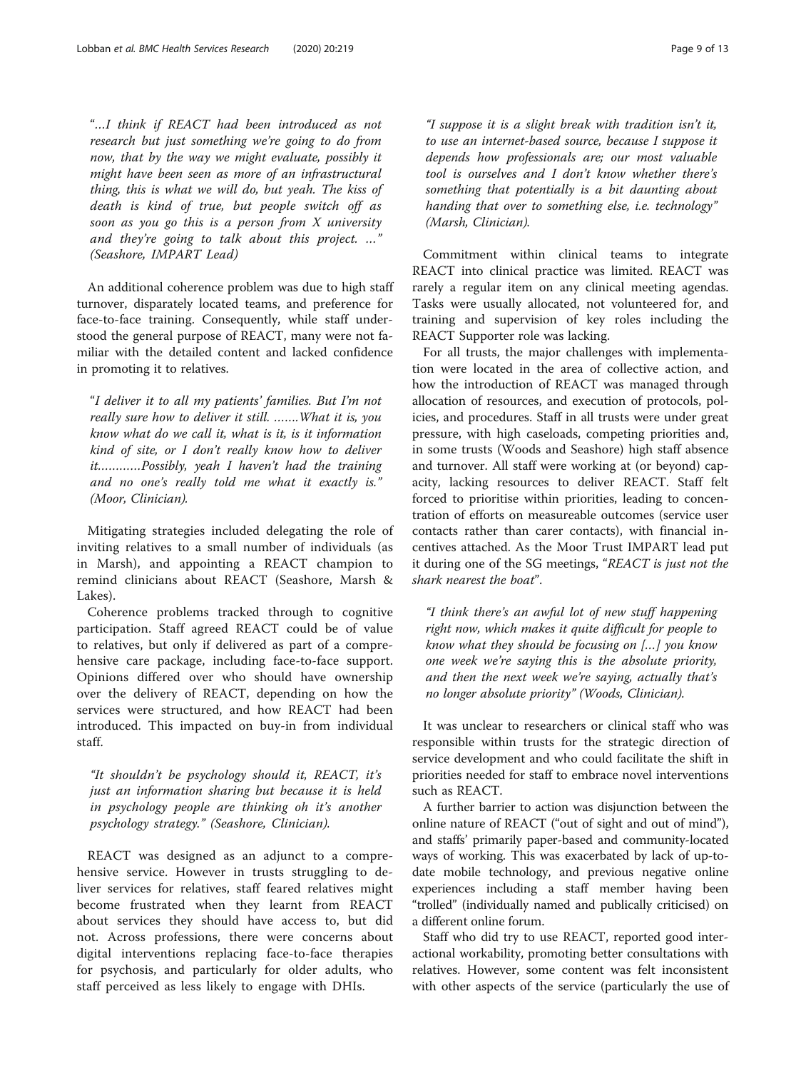"…I think if REACT had been introduced as not research but just something we're going to do from now, that by the way we might evaluate, possibly it might have been seen as more of an infrastructural thing, this is what we will do, but yeah. The kiss of death is kind of true, but people switch off as soon as you go this is a person from X university and they're going to talk about this project. …" (Seashore, IMPART Lead)

An additional coherence problem was due to high staff turnover, disparately located teams, and preference for face-to-face training. Consequently, while staff understood the general purpose of REACT, many were not familiar with the detailed content and lacked confidence in promoting it to relatives.

*"I deliver it to all my patients' families. But I'm not really sure how to deliver it still. …….What it is, you know what do we call it, what is it, is it information kind of site, or I don't really know how to deliver it…………Possibly, yeah I haven't had the training and no one's really told me what it exactly is." (Moor, Clinician).*

Mitigating strategies included delegating the role of inviting relatives to a small number of individuals (as in Marsh), and appointing a REACT champion to remind clinicians about REACT (Seashore, Marsh & Lakes).

Coherence problems tracked through to cognitive participation. Staff agreed REACT could be of value to relatives, but only if delivered as part of a comprehensive care package, including face-to-face support. Opinions differed over who should have ownership over the delivery of REACT, depending on how the services were structured, and how REACT had been introduced. This impacted on buy-in from individual staff.

*"It shouldn't be psychology should it, REACT, it's just an information sharing but because it is held in psychology people are thinking oh it's another psychology strategy." (Seashore, Clinician).*

REACT was designed as an adjunct to a comprehensive service. However in trusts struggling to deliver services for relatives, staff feared relatives might become frustrated when they learnt from REACT about services they should have access to, but did not. Across professions, there were concerns about digital interventions replacing face-to-face therapies for psychosis, and particularly for older adults, who staff perceived as less likely to engage with DHIs.

*"I suppose it is a slight break with tradition isn't it, to use an internet-based source, because I suppose it depends how professionals are; our most valuable tool is ourselves and I don't know whether there's something that potentially is a bit daunting about handing that over to something else, i.e. technology" (Marsh, Clinician).*

Commitment within clinical teams to integrate REACT into clinical practice was limited. REACT was rarely a regular item on any clinical meeting agendas. Tasks were usually allocated, not volunteered for, and training and supervision of key roles including the REACT Supporter role was lacking.

For all trusts, the major challenges with implementation were located in the area of collective action, and how the introduction of REACT was managed through allocation of resources, and execution of protocols, policies, and procedures. Staff in all trusts were under great pressure, with high caseloads, competing priorities and, in some trusts (Woods and Seashore) high staff absence and turnover. All staff were working at (or beyond) capacity, lacking resources to deliver REACT. Staff felt forced to prioritise within priorities, leading to concentration of efforts on measureable outcomes (service user contacts rather than carer contacts), with financial incentives attached. As the Moor Trust IMPART lead put it during one of the SG meetings, "*REACT is just not the shark nearest the boat*".

*"I think there's an awful lot of new stuff happening right now, which makes it quite difficult for people to know what they should be focusing on […] you know one week we're saying this is the absolute priority, and then the next week we're saying, actually that's no longer absolute priority" (Woods, Clinician).*

It was unclear to researchers or clinical staff who was responsible within trusts for the strategic direction of service development and who could facilitate the shift in priorities needed for staff to embrace novel interventions such as REACT.

A further barrier to action was disjunction between the online nature of REACT ("out of sight and out of mind"), and staffs' primarily paper-based and community-located ways of working. This was exacerbated by lack of up-to-date mobile technology, and previous negative online experiences including a staff member having been "trolled" (individually named and publically criticised) on a different online forum.

Staff who did try to use REACT, reported good interactional workability, promoting better consultations with relatives. However, some content was felt inconsistent with other aspects of the service (particularly the use of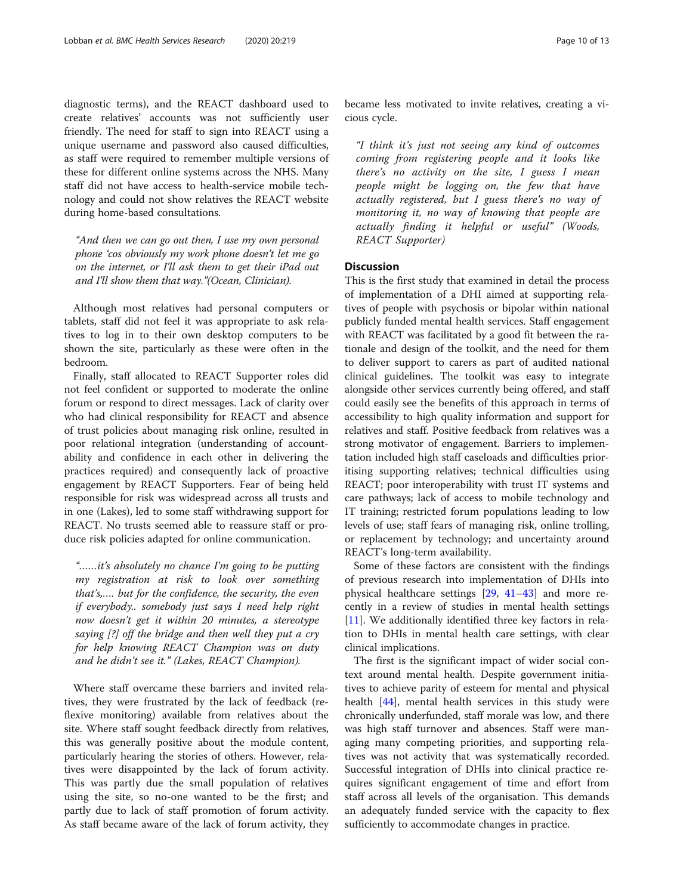diagnostic terms), and the REACT dashboard used to create relatives' accounts was not sufficiently user friendly. The need for staff to sign into REACT using a unique username and password also caused difficulties, as staff were required to remember multiple versions of these for different online systems across the NHS. Many staff did not have access to health-service mobile technology and could not show relatives the REACT website during home-based consultations.

> *"And then we can go out then, I use my own personal phone 'cos obviously my work phone doesn't let me go on the internet, or I'll ask them to get their iPad out and I'll show them that way."(Ocean, Clinician).*

Although most relatives had personal computers or tablets, staff did not feel it was appropriate to ask relatives to log in to their own desktop computers to be shown the site, particularly as these were often in the bedroom.

Finally, staff allocated to REACT Supporter roles did not feel confident or supported to moderate the online forum or respond to direct messages. Lack of clarity over who had clinical responsibility for REACT and absence of trust policies about managing risk online, resulted in poor relational integration (understanding of accountability and confidence in each other in delivering the practices required) and consequently lack of proactive engagement by REACT Supporters. Fear of being held responsible for risk was widespread across all trusts and in one (Lakes), led to some staff withdrawing support for REACT. No trusts seemed able to reassure staff or produce risk policies adapted for online communication.

> *"……it's absolutely no chance I'm going to be putting my registration at risk to look over something that's,…. but for the confidence, the security, the even if everybody.. somebody just says I need help right now doesn't get it within 20 minutes, a stereotype saying [?] off the bridge and then well they put a cry for help knowing REACT Champion was on duty and he didn't see it." (Lakes, REACT Champion).*

Where staff overcame these barriers and invited relatives, they were frustrated by the lack of feedback (reflexive monitoring) available from relatives about the site. Where staff sought feedback directly from relatives, this was generally positive about the module content, particularly hearing the stories of others. However, relatives were disappointed by the lack of forum activity. This was partly due the small population of relatives using the site, so no-one wanted to be the first; and partly due to lack of staff promotion of forum activity. As staff became aware of the lack of forum activity, they became less motivated to invite relatives, creating a vicious cycle.

> *"I think it's just not seeing any kind of outcomes coming from registering people and it looks like there's no activity on the site, I guess I mean people might be logging on, the few that have actually registered, but I guess there's no way of monitoring it, no way of knowing that people are actually finding it helpful or useful" (Woods, REACT Supporter)*

## Discussion

This is the first study that examined in detail the process of implementation of a DHI aimed at supporting relatives of people with psychosis or bipolar within national publicly funded mental health services. Staff engagement with REACT was facilitated by a good fit between the rationale and design of the toolkit, and the need for them to deliver support to carers as part of audited national clinical guidelines. The toolkit was easy to integrate alongside other services currently being offered, and staff could easily see the benefits of this approach in terms of accessibility to high quality information and support for relatives and staff. Positive feedback from relatives was a strong motivator of engagement. Barriers to implementation included high staff caseloads and difficulties prioritising supporting relatives; technical difficulties using REACT; poor interoperability with trust IT systems and care pathways; lack of access to mobile technology and IT training; restricted forum populations leading to low levels of use; staff fears of managing risk, online trolling, or replacement by technology; and uncertainty around REACT's long-term availability.

Some of these factors are consistent with the findings of previous research into implementation of DHIs into physical healthcare settings [29, 41–43] and more recently in a review of studies in mental health settings [11]. We additionally identified three key factors in relation to DHIs in mental health care settings, with clear clinical implications.

The first is the significant impact of wider social context around mental health. Despite government initiatives to achieve parity of esteem for mental and physical health [44], mental health services in this study were chronically underfunded, staff morale was low, and there was high staff turnover and absences. Staff were managing many competing priorities, and supporting relatives was not activity that was systematically recorded. Successful integration of DHIs into clinical practice requires significant engagement of time and effort from staff across all levels of the organisation. This demands an adequately funded service with the capacity to flex sufficiently to accommodate changes in practice.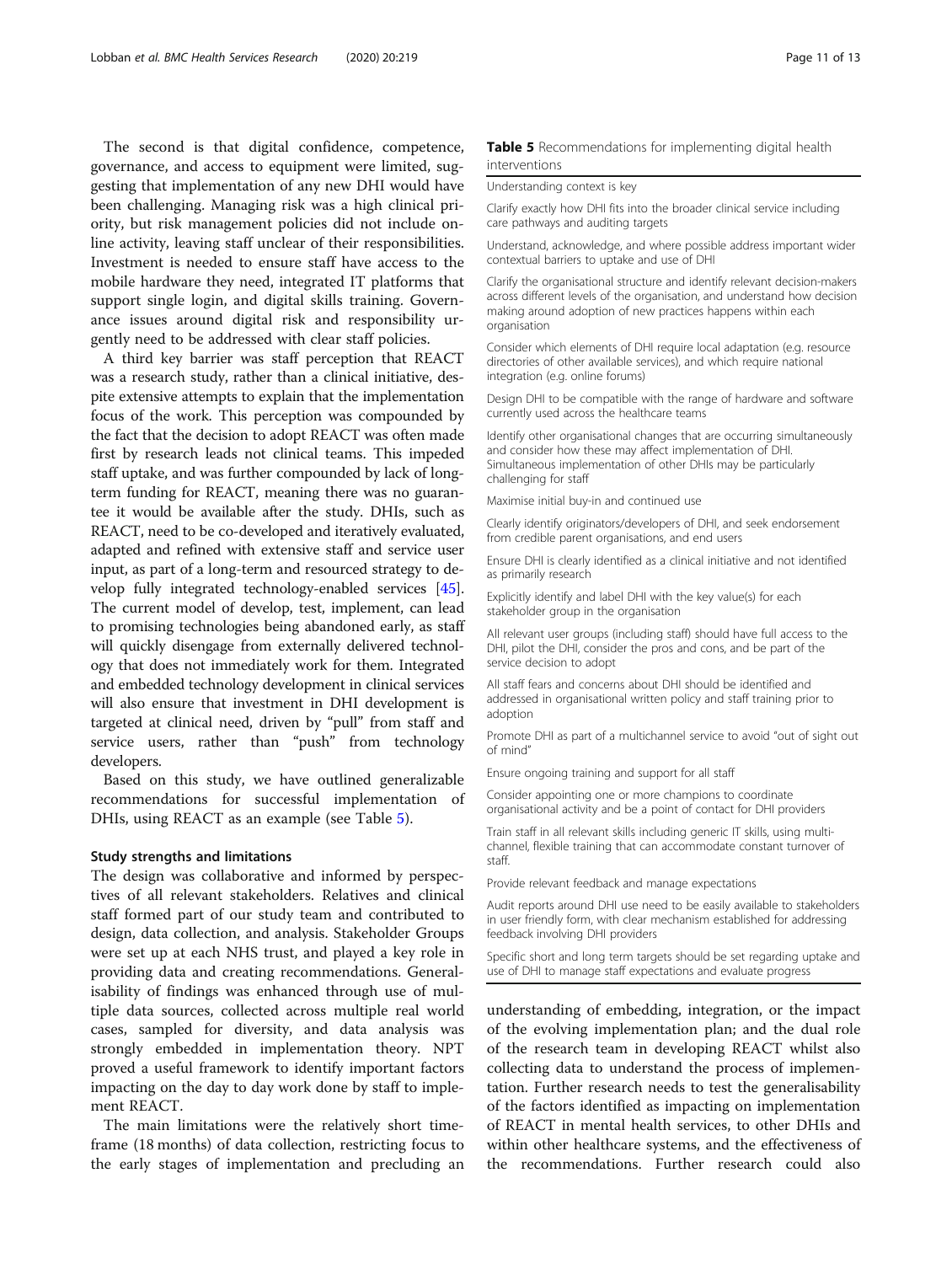The second is that digital confidence, competence, governance, and access to equipment were limited, suggesting that implementation of any new DHI would have been challenging. Managing risk was a high clinical priority, but risk management policies did not include online activity, leaving staff unclear of their responsibilities. Investment is needed to ensure staff have access to the mobile hardware they need, integrated IT platforms that support single login, and digital skills training. Governance issues around digital risk and responsibility urgently need to be addressed with clear staff policies.

A third key barrier was staff perception that REACT was a research study, rather than a clinical initiative, despite extensive attempts to explain that the implementation focus of the work. This perception was compounded by the fact that the decision to adopt REACT was often made first by research leads not clinical teams. This impeded staff uptake, and was further compounded by lack of long-term funding for REACT, meaning there was no guarantee it would be available after the study. DHIs, such as REACT, need to be co-developed and iteratively evaluated, adapted and refined with extensive staff and service user input, as part of a long-term and resourced strategy to develop fully integrated technology-enabled services [45]. The current model of develop, test, implement, can lead to promising technologies being abandoned early, as staff will quickly disengage from externally delivered technology that does not immediately work for them. Integrated and embedded technology development in clinical services will also ensure that investment in DHI development is targeted at clinical need, driven by "pull" from staff and service users, rather than "push" from technology developers.

Based on this study, we have outlined generalizable recommendations for successful implementation of DHIs, using REACT as an example (see Table 5).

**Table 5** Recommendations for implementing digital health interventions

| |
|---|
| Understanding context is key |
| Clarify exactly how DHI fits into the broader clinical service including care pathways and auditing targets |
| Understand, acknowledge, and where possible address important wider contextual barriers to uptake and use of DHI |
| Clarify the organisational structure and identify relevant decision-makers across different levels of the organisation, and understand how decision making around adoption of new practices happens within each organisation |
| Consider which elements of DHI require local adaptation (e.g. resource directories of other available services), and which require national integration (e.g. online forums) |
| Design DHI to be compatible with the range of hardware and software currently used across the healthcare teams |
| Identify other organisational changes that are occurring simultaneously and consider how these may affect implementation of DHI. Simultaneous implementation of other DHIs may be particularly challenging for staff |
| Maximise initial buy-in and continued use |
| Clearly identify originators/developers of DHI, and seek endorsement from credible parent organisations, and end users |
| Ensure DHI is clearly identified as a clinical initiative and not identified as primarily research |
| Explicitly identify and label DHI with the key value(s) for each stakeholder group in the organisation |
| All relevant user groups (including staff) should have full access to the DHI, pilot the DHI, consider the pros and cons, and be part of the service decision to adopt |
| All staff fears and concerns about DHI should be identified and addressed in organisational written policy and staff training prior to adoption |
| Promote DHI as part of a multichannel service to avoid "out of sight out of mind" |
| Ensure ongoing training and support for all staff |
| Consider appointing one or more champions to coordinate organisational activity and be a point of contact for DHI providers |
| Train staff in all relevant skills including generic IT skills, using multi-channel, flexible training that can accommodate constant turnover of staff. |
| Provide relevant feedback and manage expectations |
| Audit reports around DHI use need to be easily available to stakeholders in user friendly form, with clear mechanism established for addressing feedback involving DHI providers |
| Specific short and long term targets should be set regarding uptake and use of DHI to manage staff expectations and evaluate progress |

### Study strengths and limitations

The design was collaborative and informed by perspectives of all relevant stakeholders. Relatives and clinical staff formed part of our study team and contributed to design, data collection, and analysis. Stakeholder Groups were set up at each NHS trust, and played a key role in providing data and creating recommendations. Generalisability of findings was enhanced through use of multiple data sources, collected across multiple real world cases, sampled for diversity, and data analysis was strongly embedded in implementation theory. NPT proved a useful framework to identify important factors impacting on the day to day work done by staff to implement REACT.

The main limitations were the relatively short timeframe (18 months) of data collection, restricting focus to the early stages of implementation and precluding an understanding of embedding, integration, or the impact of the evolving implementation plan; and the dual role of the research team in developing REACT whilst also collecting data to understand the process of implementation. Further research needs to test the generalisability of the factors identified as impacting on implementation of REACT in mental health services, to other DHIs and within other healthcare systems, and the effectiveness of the recommendations. Further research could also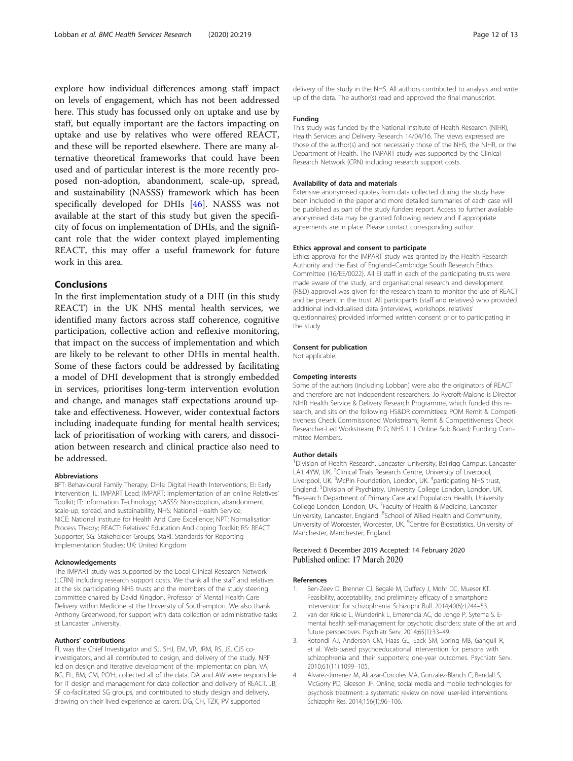explore how individual differences among staff impact on levels of engagement, which has not been addressed here. This study has focussed only on uptake and use by staff, but equally important are the factors impacting on uptake and use by relatives who were offered REACT, and these will be reported elsewhere. There are many alternative theoretical frameworks that could have been used and of particular interest is the more recently proposed non-adoption, abandonment, scale-up, spread, and sustainability (NASSS) framework which has been specifically developed for DHIs [46]. NASSS was not available at the start of this study but given the specificity of focus on implementation of DHIs, and the significant role that the wider context played implementing REACT, this may offer a useful framework for future work in this area.

## Conclusions

In the first implementation study of a DHI (in this study REACT) in the UK NHS mental health services, we identified many factors across staff coherence, cognitive participation, collective action and reflexive monitoring, that impact on the success of implementation and which are likely to be relevant to other DHIs in mental health. Some of these factors could be addressed by facilitating a model of DHI development that is strongly embedded in services, prioritises long-term intervention evolution and change, and manages staff expectations around uptake and effectiveness. However, wider contextual factors including inadequate funding for mental health services; lack of prioritisation of working with carers, and dissociation between research and clinical practice also need to be addressed.

#### Abbreviations

BFT: Behavioural Family Therapy; DHIs: Digital Health Interventions; EI: Early Intervention; IL: IMPART Lead; IMPART: Implementation of an online Relatives' Toolkit; IT: Information Technology; NASSS: Nonadoption, abandonment, scale-up, spread, and sustainability; NHS: National Health Service; NICE: National Institute for Health And Care Excellence; NPT: Normalisation Process Theory; REACT: Relatives' Education And coping Toolkit; RS: REACT Supporter; SG: Stakeholder Groups; StaRI: Standards for Reporting Implementation Studies; UK: United Kingdom

#### Acknowledgements

The IMPART study was supported by the Local Clinical Research Network (LCRN) including research support costs. We thank all the staff and relatives at the six participating NHS trusts and the members of the study steering committee chaired by David Kingdon, Professor of Mental Health Care Delivery within Medicine at the University of Southampton. We also thank Anthony Greenwood, for support with data collection or administrative tasks at Lancaster University.

#### Authors' contributions

FL was the Chief Investigator and SJ, SHJ, EM, VP, JRM, RS, JS, CJS co-investigators, and all contributed to design, and delivery of the study. NRF led on design and iterative development of the implementation plan. VA, BG, EL, BM, CM, PO'H, collected all of the data. DA and AW were responsible for IT design and management for data collection and delivery of REACT. JB, SF co-facilitated SG groups, and contributed to study design and delivery, drawing on their lived experience as carers. DG, CH, TZK, PV supported delivery of the study in the NHS. All authors contributed to analysis and write up of the data. The author(s) read and approved the final manuscript.

#### Funding

This study was funded by the National Institute of Health Research (NIHR), Health Services and Delivery Research 14/04/16. The views expressed are those of the author(s) and not necessarily those of the NHS, the NIHR, or the Department of Health. The IMPART study was supported by the Clinical Research Network (CRN) including research support costs.

#### Availability of data and materials

Extensive anonymised quotes from data collected during the study have been included in the paper and more detailed summaries of each case will be published as part of the study funders report. Access to further available anonymised data may be granted following review and if appropriate agreements are in place. Please contact corresponding author.

#### Ethics approval and consent to participate

Ethics approval for the IMPART study was granted by the Health Research Authority and the East of England–Cambridge South Research Ethics Committee (16/EE/0022). All EI staff in each of the participating trusts were made aware of the study, and organisational research and development (R&D) approval was given for the research team to monitor the use of REACT and be present in the trust. All participants (staff and relatives) who provided additional individualised data (interviews, workshops, relatives' questionnaires) provided informed written consent prior to participating in the study.

#### Consent for publication

Not applicable.

#### Competing interests

Some of the authors (including Lobban) were also the originators of REACT and therefore are not independent researchers. Jo Rycroft-Malone is Director NIHR Health Service & Delivery Research Programme, which funded this research, and sits on the following HS&DR committees: POM Remit & Competitiveness Check Commissioned Workstream; Remit & Competitiveness Check Researcher-Led Workstream; PLG; NHS 111 Online Sub Board; Funding Committee Members.

#### Author details

[1]Division of Health Research, Lancaster University, Bailrigg Campus, Lancaster LA1 4YW, UK. [2]Clinical Trials Research Centre, University of Liverpool, Liverpool, UK. [3]McPin Foundation, London, UK. [4]participating NHS trust, England. [5]Division of Psychiatry, University College London, London, UK. [6]Research Department of Primary Care and Population Health, University College London, London, UK. [7]Faculty of Health & Medicine, Lancaster University, Lancaster, England. [8]School of Allied Health and Community, University of Worcester, Worcester, UK. [9]Centre for Biostatistics, University of Manchester, Manchester, England.

Received: 6 December 2019 Accepted: 14 February 2020
Published online: 17 March 2020

#### References

1. Ben-Zeev D, Brenner CJ, Begale M, Duffecy J, Mohr DC, Mueser KT. Feasibility, acceptability, and preliminary efficacy of a smartphone intervention for schizophrenia. Schizophr Bull. 2014;40(6):1244–53.
2. van der Krieke L, Wunderink L, Emerencia AC, de Jonge P, Sytema S. E-mental health self-management for psychotic disorders: state of the art and future perspectives. Psychiatr Serv. 2014;65(1):33–49.
3. Rotondi AJ, Anderson CM, Haas GL, Eack SM, Spring MB, Ganguli R, et al. Web-based psychoeducational intervention for persons with schizophrenia and their supporters: one-year outcomes. Psychiatr Serv. 2010;61(11):1099–105.
4. Alvarez-Jimenez M, Alcazar-Corcoles MA, Gonzalez-Blanch C, Bendall S, McGorry PD, Gleeson JF. Online, social media and mobile technologies for psychosis treatment: a systematic review on novel user-led interventions. Schizophr Res. 2014;156(1):96–106.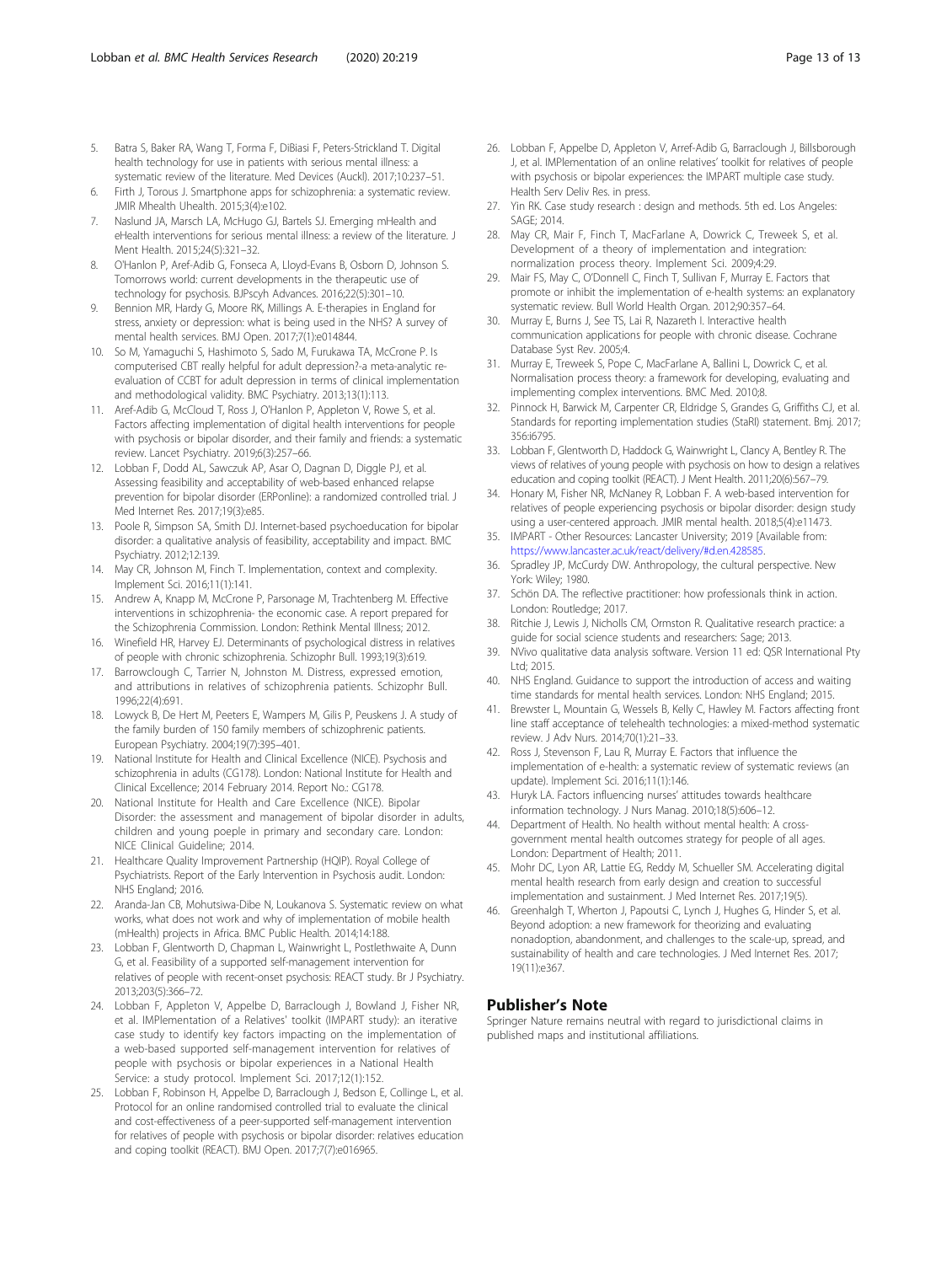5. Batra S, Baker RA, Wang T, Forma F, DiBiasi F, Peters-Strickland T. Digital health technology for use in patients with serious mental illness: a systematic review of the literature. Med Devices (Auckl). 2017;10:237–51.
6. Firth J, Torous J. Smartphone apps for schizophrenia: a systematic review. JMIR Mhealth Uhealth. 2015;3(4):e102.
7. Naslund JA, Marsch LA, McHugo GJ, Bartels SJ. Emerging mHealth and eHealth interventions for serious mental illness: a review of the literature. J Ment Health. 2015;24(5):321–32.
8. O'Hanlon P, Aref-Adib G, Fonseca A, Lloyd-Evans B, Osborn D, Johnson S. Tomorrows world: current developments in the therapeutic use of technology for psychosis. BJPscyh Advances. 2016;22(5):301–10.
9. Bennion MR, Hardy G, Moore RK, Millings A. E-therapies in England for stress, anxiety or depression: what is being used in the NHS? A survey of mental health services. BMJ Open. 2017;7(1):e014844.
10. So M, Yamaguchi S, Hashimoto S, Sado M, Furukawa TA, McCrone P. Is computerised CBT really helpful for adult depression?-a meta-analytic re-evaluation of CCBT for adult depression in terms of clinical implementation and methodological validity. BMC Psychiatry. 2013;13(1):113.
11. Aref-Adib G, McCloud T, Ross J, O'Hanlon P, Appleton V, Rowe S, et al. Factors affecting implementation of digital health interventions for people with psychosis or bipolar disorder, and their family and friends: a systematic review. Lancet Psychiatry. 2019;6(3):257–66.
12. Lobban F, Dodd AL, Sawczuk AP, Asar O, Dagnan D, Diggle PJ, et al. Assessing feasibility and acceptability of web-based enhanced relapse prevention for bipolar disorder (ERPonline): a randomized controlled trial. J Med Internet Res. 2017;19(3):e85.
13. Poole R, Simpson SA, Smith DJ. Internet-based psychoeducation for bipolar disorder: a qualitative analysis of feasibility, acceptability and impact. BMC Psychiatry. 2012;12:139.
14. May CR, Johnson M, Finch T. Implementation, context and complexity. Implement Sci. 2016;11(1):141.
15. Andrew A, Knapp M, McCrone P, Parsonage M, Trachtenberg M. Effective interventions in schizophrenia- the economic case. A report prepared for the Schizophrenia Commission. London: Rethink Mental Illness; 2012.
16. Winefield HR, Harvey EJ. Determinants of psychological distress in relatives of people with chronic schizophrenia. Schizophr Bull. 1993;19(3):619.
17. Barrowclough C, Tarrier N, Johnston M. Distress, expressed emotion, and attributions in relatives of schizophrenia patients. Schizophr Bull. 1996;22(4):691.
18. Lowyck B, De Hert M, Peeters E, Wampers M, Gilis P, Peuskens J. A study of the family burden of 150 family members of schizophrenic patients. European Psychiatry. 2004;19(7):395–401.
19. National Institute for Health and Clinical Excellence (NICE). Psychosis and schizophrenia in adults (CG178). London: National Institute for Health and Clinical Excellence; 2014 February 2014. Report No.: CG178.
20. National Institute for Health and Care Excellence (NICE). Bipolar Disorder: the assessment and management of bipolar disorder in adults, children and young poeple in primary and secondary care. London: NICE Clinical Guideline; 2014.
21. Healthcare Quality Improvement Partnership (HQIP). Royal College of Psychiatrists. Report of the Early Intervention in Psychosis audit. London: NHS England; 2016.
22. Aranda-Jan CB, Mohutsiwa-Dibe N, Loukanova S. Systematic review on what works, what does not work and why of implementation of mobile health (mHealth) projects in Africa. BMC Public Health. 2014;14:188.
23. Lobban F, Glentworth D, Chapman L, Wainwright L, Postlethwaite A, Dunn G, et al. Feasibility of a supported self-management intervention for relatives of people with recent-onset psychosis: REACT study. Br J Psychiatry. 2013;203(5):366–72.
24. Lobban F, Appleton V, Appelbe D, Barraclough J, Bowland J, Fisher NR, et al. IMPlementation of A Relatives' Toolkit (IMPART study): an iterative case study to identify key factors impacting on the implementation of a web-based supported self-management intervention for relatives of people with psychosis or bipolar experiences in a National Health Service: a study protocol. Implement Sci. 2017;12(1):152.
25. Lobban F, Robinson H, Appelbe D, Barraclough J, Bedson E, Collinge L, et al. Protocol for an online randomised controlled trial to evaluate the clinical and cost-effectiveness of a peer-supported self-management intervention for relatives of people with psychosis or bipolar disorder: relatives education and coping toolkit (REACT). BMJ Open. 2017;7(7):e016965.
26. Lobban F, Appelbe D, Appleton V, Arref-Adib G, Barraclough J, Billsborough J, et al. IMPlementation of an online relatives' toolkit for relatives of people with psychosis or bipolar experiences: the IMPART multiple case study. Health Serv Deliv Res. in press.
27. Yin RK. Case study research : design and methods. 5th ed. Los Angeles: SAGE; 2014.
28. May CR, Mair F, Finch T, MacFarlane A, Dowrick C, Treweek S, et al. Development of a theory of implementation and integration: normalization process theory. Implement Sci. 2009;4:29.
29. Mair FS, May C, O'Donnell C, Finch T, Sullivan F, Murray E. Factors that promote or inhibit the implementation of e-health systems: an explanatory systematic review. Bull World Health Organ. 2012;90:357–64.
30. Murray E, Burns J, See TS, Lai R, Nazareth I. Interactive health communication applications for people with chronic disease. Cochrane Database Syst Rev. 2005;4.
31. Murray E, Treweek S, Pope C, MacFarlane A, Ballini L, Dowrick C, et al. Normalisation process theory: a framework for developing, evaluating and implementing complex interventions. BMC Med. 2010;8.
32. Pinnock H, Barwick M, Carpenter CR, Eldridge S, Grandes G, Griffiths CJ, et al. Standards for reporting implementation studies (StaRI) statement. Bmj. 2017; 356:i6795.
33. Lobban F, Glentworth D, Haddock G, Wainwright L, Clancy A, Bentley R. The views of relatives of young people with psychosis on how to design a relatives education and coping toolkit (REACT). J Ment Health. 2011;20(6):567–79.
34. Honary M, Fisher NR, McNaney R, Lobban F. A web-based intervention for relatives of people experiencing psychosis or bipolar disorder: design study using a user-centered approach. JMIR mental health. 2018;5(4):e11473.
35. IMPART - Other Resources: Lancaster University; 2019 [Available from: https://www.lancaster.ac.uk/react/delivery/#d.en.428585.
36. Spradley JP, McCurdy DW. Anthropology, the cultural perspective. New York: Wiley; 1980.
37. Schön DA. The reflective practitioner: how professionals think in action. London: Routledge; 2017.
38. Ritchie J, Lewis J, Nicholls CM, Ormston R. Qualitative research practice: a guide for social science students and researchers: Sage; 2013.
39. NVivo qualitative data analysis software. Version 11 ed: QSR International Pty Ltd; 2015.
40. NHS England. Guidance to support the introduction of access and waiting time standards for mental health services. London: NHS England; 2015.
41. Brewster L, Mountain G, Wessels B, Kelly C, Hawley M. Factors affecting front line staff acceptance of telehealth technologies: a mixed-method systematic review. J Adv Nurs. 2014;70(1):21–33.
42. Ross J, Stevenson F, Lau R, Murray E. Factors that influence the implementation of e-health: a systematic review of systematic reviews (an update). Implement Sci. 2016;11(1):146.
43. Huryk LA. Factors influencing nurses' attitudes towards healthcare information technology. J Nurs Manag. 2010;18(5):606–12.
44. Department of Health. No health without mental health: A cross-government mental health outcomes strategy for people of all ages. London: Department of Health; 2011.
45. Mohr DC, Lyon AR, Lattie EG, Reddy M, Schueller SM. Accelerating digital mental health research from early design and creation to successful implementation and sustainment. J Med Internet Res. 2017;19(5).
46. Greenhalgh T, Wherton J, Papoutsi C, Lynch J, Hughes G, Hinder S, et al. Beyond adoption: a new framework for theorizing and evaluating nonadoption, abandonment, and challenges to the scale-up, spread, and sustainability of health and care technologies. J Med Internet Res. 2017; 19(11):e367.

## Publisher's Note

Springer Nature remains neutral with regard to jurisdictional claims in published maps and institutional affiliations.